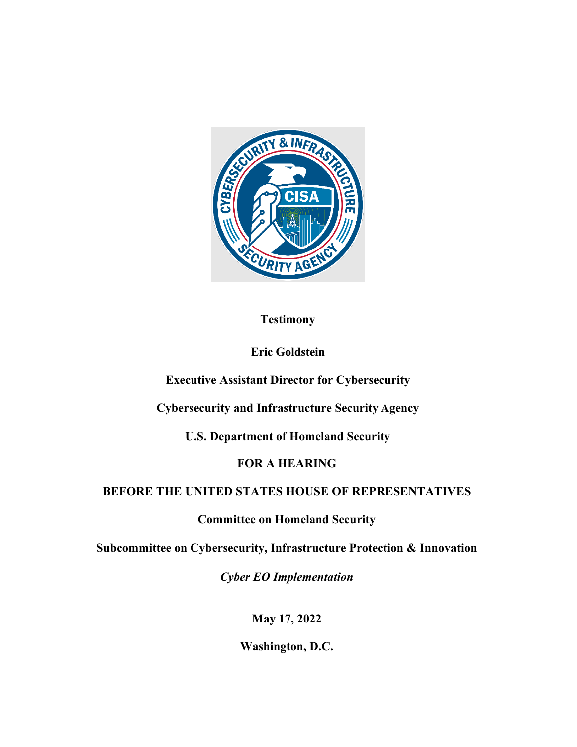**Testimony**

**Eric Goldstein**

**Executive Assistant Director for Cybersecurity**

**Cybersecurity and Infrastructure Security Agency**

**U.S. Department of Homeland Security**

**FOR A HEARING**

**BEFORE THE UNITED STATES HOUSE OF REPRESENTATIVES**

**Committee on Homeland Security**

**Subcommittee on Cybersecurity, Infrastructure Protection & Innovation**

***Cyber EO Implementation***

**May 17, 2022**

**Washington, D.C.**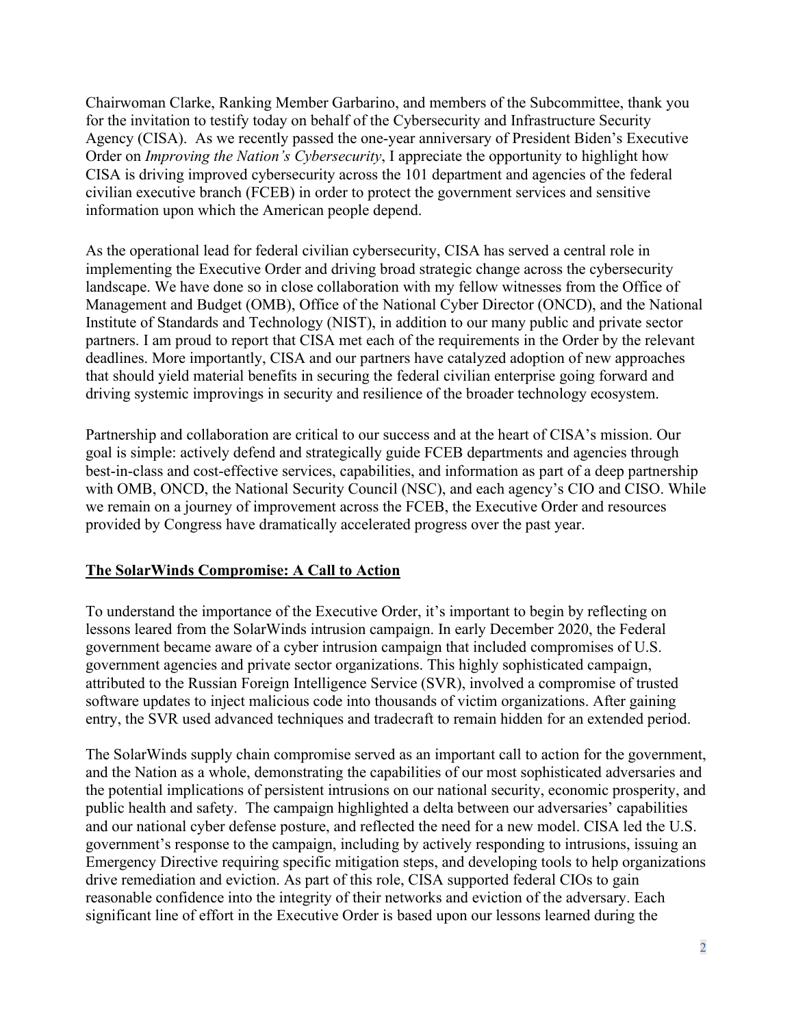Chairwoman Clarke, Ranking Member Garbarino, and members of the Subcommittee, thank you for the invitation to testify today on behalf of the Cybersecurity and Infrastructure Security Agency (CISA). As we recently passed the one-year anniversary of President Biden's Executive Order on *Improving the Nation's Cybersecurity*, I appreciate the opportunity to highlight how CISA is driving improved cybersecurity across the 101 department and agencies of the federal civilian executive branch (FCEB) in order to protect the government services and sensitive information upon which the American people depend.

As the operational lead for federal civilian cybersecurity, CISA has served a central role in implementing the Executive Order and driving broad strategic change across the cybersecurity landscape. We have done so in close collaboration with my fellow witnesses from the Office of Management and Budget (OMB), Office of the National Cyber Director (ONCD), and the National Institute of Standards and Technology (NIST), in addition to our many public and private sector partners. I am proud to report that CISA met each of the requirements in the Order by the relevant deadlines. More importantly, CISA and our partners have catalyzed adoption of new approaches that should yield material benefits in securing the federal civilian enterprise going forward and driving systemic improvings in security and resilience of the broader technology ecosystem.

Partnership and collaboration are critical to our success and at the heart of CISA's mission. Our goal is simple: actively defend and strategically guide FCEB departments and agencies through best-in-class and cost-effective services, capabilities, and information as part of a deep partnership with OMB, ONCD, the National Security Council (NSC), and each agency's CIO and CISO. While we remain on a journey of improvement across the FCEB, the Executive Order and resources provided by Congress have dramatically accelerated progress over the past year.

## The SolarWinds Compromise: A Call to Action

To understand the importance of the Executive Order, it's important to begin by reflecting on lessons leared from the SolarWinds intrusion campaign. In early December 2020, the Federal government became aware of a cyber intrusion campaign that included compromises of U.S. government agencies and private sector organizations. This highly sophisticated campaign, attributed to the Russian Foreign Intelligence Service (SVR), involved a compromise of trusted software updates to inject malicious code into thousands of victim organizations. After gaining entry, the SVR used advanced techniques and tradecraft to remain hidden for an extended period.

The SolarWinds supply chain compromise served as an important call to action for the government, and the Nation as a whole, demonstrating the capabilities of our most sophisticated adversaries and the potential implications of persistent intrusions on our national security, economic prosperity, and public health and safety. The campaign highlighted a delta between our adversaries' capabilities and our national cyber defense posture, and reflected the need for a new model. CISA led the U.S. government's response to the campaign, including by actively responding to intrusions, issuing an Emergency Directive requiring specific mitigation steps, and developing tools to help organizations drive remediation and eviction. As part of this role, CISA supported federal CIOs to gain reasonable confidence into the integrity of their networks and eviction of the adversary. Each significant line of effort in the Executive Order is based upon our lessons learned during the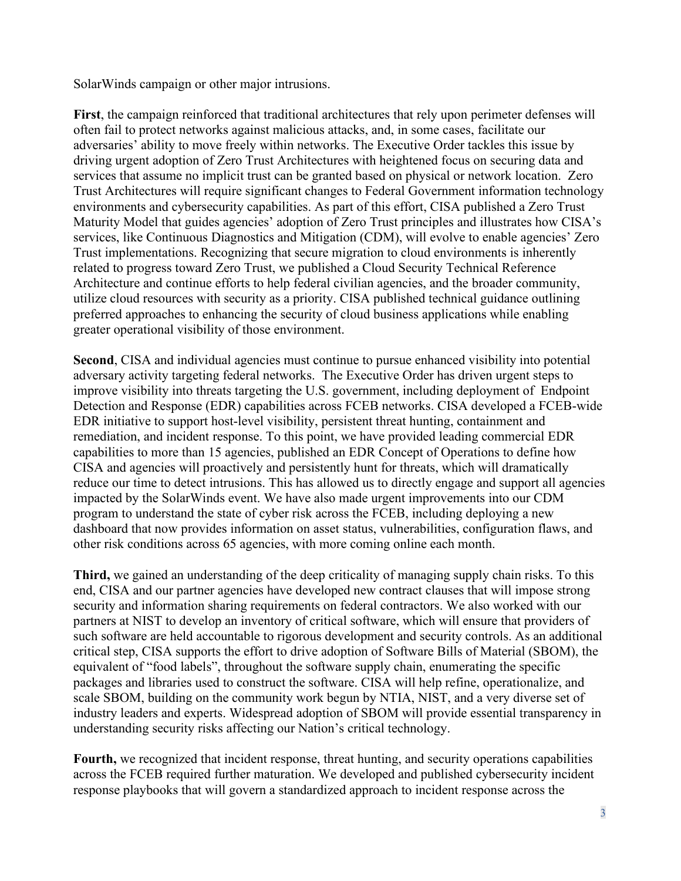SolarWinds campaign or other major intrusions.

**First**, the campaign reinforced that traditional architectures that rely upon perimeter defenses will often fail to protect networks against malicious attacks, and, in some cases, facilitate our adversaries' ability to move freely within networks. The Executive Order tackles this issue by driving urgent adoption of Zero Trust Architectures with heightened focus on securing data and services that assume no implicit trust can be granted based on physical or network location. Zero Trust Architectures will require significant changes to Federal Government information technology environments and cybersecurity capabilities. As part of this effort, CISA published a Zero Trust Maturity Model that guides agencies' adoption of Zero Trust principles and illustrates how CISA's services, like Continuous Diagnostics and Mitigation (CDM), will evolve to enable agencies' Zero Trust implementations. Recognizing that secure migration to cloud environments is inherently related to progress toward Zero Trust, we published a Cloud Security Technical Reference Architecture and continue efforts to help federal civilian agencies, and the broader community, utilize cloud resources with security as a priority. CISA published technical guidance outlining preferred approaches to enhancing the security of cloud business applications while enabling greater operational visibility of those environment.

**Second**, CISA and individual agencies must continue to pursue enhanced visibility into potential adversary activity targeting federal networks. The Executive Order has driven urgent steps to improve visibility into threats targeting the U.S. government, including deployment of Endpoint Detection and Response (EDR) capabilities across FCEB networks. CISA developed a FCEB-wide EDR initiative to support host-level visibility, persistent threat hunting, containment and remediation, and incident response. To this point, we have provided leading commercial EDR capabilities to more than 15 agencies, published an EDR Concept of Operations to define how CISA and agencies will proactively and persistently hunt for threats, which will dramatically reduce our time to detect intrusions. This has allowed us to directly engage and support all agencies impacted by the SolarWinds event. We have also made urgent improvements into our CDM program to understand the state of cyber risk across the FCEB, including deploying a new dashboard that now provides information on asset status, vulnerabilities, configuration flaws, and other risk conditions across 65 agencies, with more coming online each month.

**Third,** we gained an understanding of the deep criticality of managing supply chain risks. To this end, CISA and our partner agencies have developed new contract clauses that will impose strong security and information sharing requirements on federal contractors. We also worked with our partners at NIST to develop an inventory of critical software, which will ensure that providers of such software are held accountable to rigorous development and security controls. As an additional critical step, CISA supports the effort to drive adoption of Software Bills of Material (SBOM), the equivalent of "food labels", throughout the software supply chain, enumerating the specific packages and libraries used to construct the software. CISA will help refine, operationalize, and scale SBOM, building on the community work begun by NTIA, NIST, and a very diverse set of industry leaders and experts. Widespread adoption of SBOM will provide essential transparency in understanding security risks affecting our Nation's critical technology.

**Fourth,** we recognized that incident response, threat hunting, and security operations capabilities across the FCEB required further maturation. We developed and published cybersecurity incident response playbooks that will govern a standardized approach to incident response across the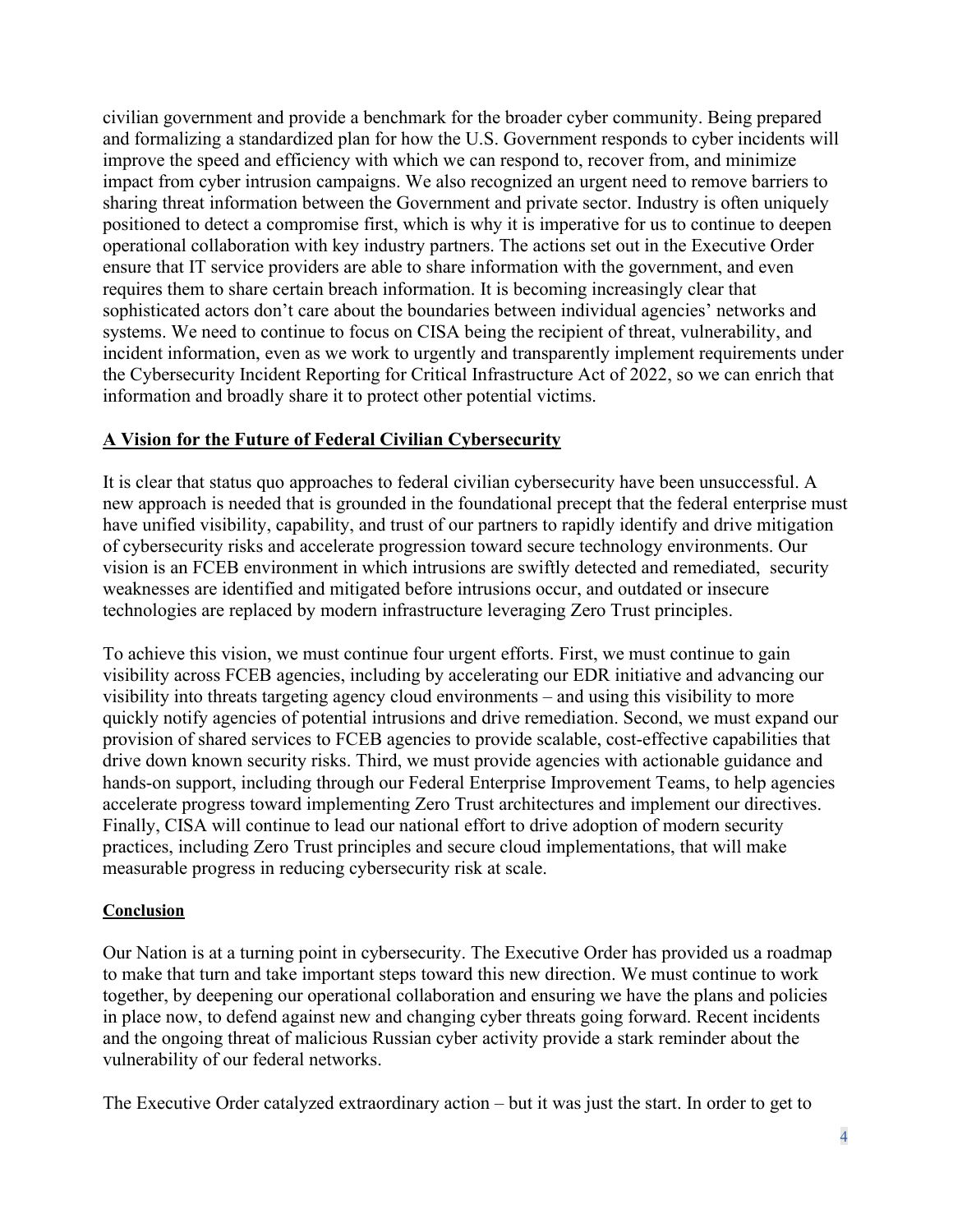civilian government and provide a benchmark for the broader cyber community. Being prepared and formalizing a standardized plan for how the U.S. Government responds to cyber incidents will improve the speed and efficiency with which we can respond to, recover from, and minimize impact from cyber intrusion campaigns. We also recognized an urgent need to remove barriers to sharing threat information between the Government and private sector. Industry is often uniquely positioned to detect a compromise first, which is why it is imperative for us to continue to deepen operational collaboration with key industry partners. The actions set out in the Executive Order ensure that IT service providers are able to share information with the government, and even requires them to share certain breach information. It is becoming increasingly clear that sophisticated actors don't care about the boundaries between individual agencies' networks and systems. We need to continue to focus on CISA being the recipient of threat, vulnerability, and incident information, even as we work to urgently and transparently implement requirements under the Cybersecurity Incident Reporting for Critical Infrastructure Act of 2022, so we can enrich that information and broadly share it to protect other potential victims.

## A Vision for the Future of Federal Civilian Cybersecurity

It is clear that status quo approaches to federal civilian cybersecurity have been unsuccessful. A new approach is needed that is grounded in the foundational precept that the federal enterprise must have unified visibility, capability, and trust of our partners to rapidly identify and drive mitigation of cybersecurity risks and accelerate progression toward secure technology environments. Our vision is an FCEB environment in which intrusions are swiftly detected and remediated, security weaknesses are identified and mitigated before intrusions occur, and outdated or insecure technologies are replaced by modern infrastructure leveraging Zero Trust principles.

To achieve this vision, we must continue four urgent efforts. First, we must continue to gain visibility across FCEB agencies, including by accelerating our EDR initiative and advancing our visibility into threats targeting agency cloud environments – and using this visibility to more quickly notify agencies of potential intrusions and drive remediation. Second, we must expand our provision of shared services to FCEB agencies to provide scalable, cost-effective capabilities that drive down known security risks. Third, we must provide agencies with actionable guidance and hands-on support, including through our Federal Enterprise Improvement Teams, to help agencies accelerate progress toward implementing Zero Trust architectures and implement our directives. Finally, CISA will continue to lead our national effort to drive adoption of modern security practices, including Zero Trust principles and secure cloud implementations, that will make measurable progress in reducing cybersecurity risk at scale.

### Conclusion

Our Nation is at a turning point in cybersecurity. The Executive Order has provided us a roadmap to make that turn and take important steps toward this new direction. We must continue to work together, by deepening our operational collaboration and ensuring we have the plans and policies in place now, to defend against new and changing cyber threats going forward. Recent incidents and the ongoing threat of malicious Russian cyber activity provide a stark reminder about the vulnerability of our federal networks.

The Executive Order catalyzed extraordinary action – but it was just the start. In order to get to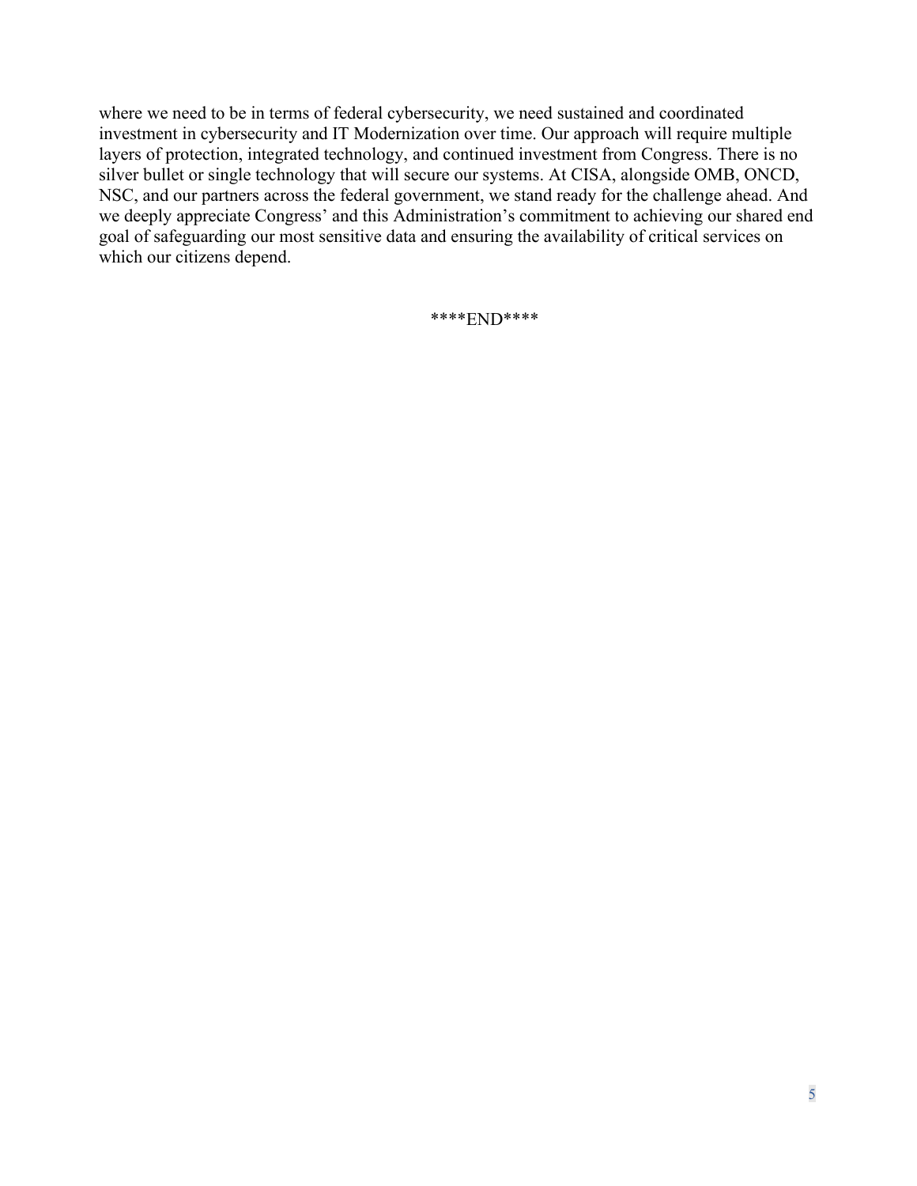where we need to be in terms of federal cybersecurity, we need sustained and coordinated investment in cybersecurity and IT Modernization over time. Our approach will require multiple layers of protection, integrated technology, and continued investment from Congress. There is no silver bullet or single technology that will secure our systems. At CISA, alongside OMB, ONCD, NSC, and our partners across the federal government, we stand ready for the challenge ahead. And we deeply appreciate Congress' and this Administration's commitment to achieving our shared end goal of safeguarding our most sensitive data and ensuring the availability of critical services on which our citizens depend.

****END****